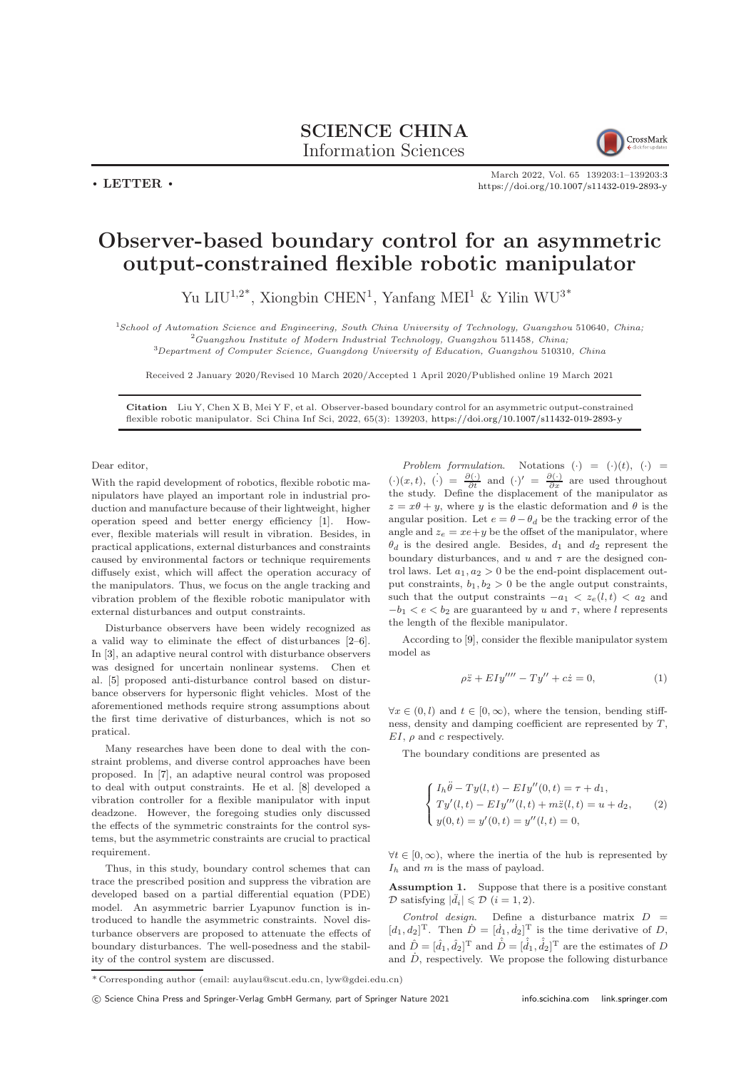SCIENCE CHINA
Information Sciences

• **LETTER** •

# Observer-based boundary control for an asymmetric output-constrained flexible robotic manipulator

Yu LIU[1,2*], Xiongbin CHEN[1], Yanfang MEI[1] & Yilin WU[3*]

[1] *School of Automation Science and Engineering, South China University of Technology, Guangzhou 510640, China;*
[2] *Guangzhou Institute of Modern Industrial Technology, Guangzhou 511458, China;*
[3] *Department of Computer Science, Guangdong University of Education, Guangzhou 510310, China*

Received 2 January 2020/Revised 10 March 2020/Accepted 1 April 2020/Published online 19 March 2021

**Citation** Liu Y, Chen X B, Mei Y F, et al. Observer-based boundary control for an asymmetric output-constrained flexible robotic manipulator. Sci China Inf Sci, 2022, 65(3): 139203, https://doi.org/10.1007/s11432-019-2893-y

Dear editor,

With the rapid development of robotics, flexible robotic manipulators have played an important role in industrial production and manufacture because of their lightweight, higher operation speed and better energy efficiency [1]. However, flexible materials will result in vibration. Besides, in practical applications, external disturbances and constraints caused by environmental factors or technique requirements diffusely exist, which will affect the operation accuracy of the manipulators. Thus, we focus on the angle tracking and vibration problem of the flexible robotic manipulator with external disturbances and output constraints.

Disturbance observers have been widely recognized as a valid way to eliminate the effect of disturbances [2–6]. In [3], an adaptive neural control with disturbance observers was designed for uncertain nonlinear systems. Chen et al. [5] proposed anti-disturbance control based on disturbance observers for hypersonic flight vehicles. Most of the aforementioned methods require strong assumptions about the first time derivative of disturbances, which is not so pratical.

Many researches have been done to deal with the constraint problems, and diverse control approaches have been proposed. In [7], an adaptive neural control was proposed to deal with output constraints. He et al. [8] developed a vibration controller for a flexible manipulator with input deadzone. However, the foregoing studies only discussed the effects of the symmetric constraints for the control systems, but the asymmetric constraints are crucial to practical requirement.

Thus, in this study, boundary control schemes that can trace the prescribed position and suppress the vibration are developed based on a partial differential equation (PDE) model. An asymmetric barrier Lyapunov function is introduced to handle the asymmetric constraints. Novel disturbance observers are proposed to attenuate the effects of boundary disturbances. The well-posedness and the stability of the control system are discussed.

*Problem formulation.* Notations $(\cdot) = (\cdot)(t)$, $(\cdot) = (\cdot)(x,t)$, $\dot{(\cdot)} = \frac{\partial(\cdot)}{\partial t}$ and $(\cdot)' = \frac{\partial(\cdot)}{\partial x}$ are used throughout the study. Define the displacement of the manipulator as $z = x\theta + y$, where $y$ is the elastic deformation and $\theta$ is the angular position. Let $e = \theta - \theta_d$ be the tracking error of the angle and $z_e = xe + y$ be the offset of the manipulator, where $\theta_d$ is the desired angle. Besides, $d_1$ and $d_2$ represent the boundary disturbances, and $u$ and $\tau$ are the designed control laws. Let $a_1, a_2 > 0$ be the end-point displacement output constraints, $b_1, b_2 > 0$ be the angle output constraints, such that the output constraints $-a_1 < z_e(l,t) < a_2$ and $-b_1 < e < b_2$ are guaranteed by $u$ and $\tau$, where $l$ represents the length of the flexible manipulator.

According to [9], consider the flexible manipulator system model as

$$\rho\ddot{z} + EIy'''' - Ty'' + c\dot{z} = 0, \tag{1}$$

$\forall x \in (0, l)$ and $t \in [0, \infty)$, where the tension, bending stiffness, density and damping coefficient are represented by $T$, $EI$, $\rho$ and $c$ respectively.

The boundary conditions are presented as

$$\begin{cases} I_h\ddot{\theta} - Ty(l,t) - EIy''(0,t) = \tau + d_1, \\ Ty'(l,t) - EIy'''(l,t) + m\ddot{z}(l,t) = u + d_2, \\ y(0,t) = y'(0,t) = y''(l,t) = 0, \end{cases} \tag{2}$$

$\forall t \in [0, \infty)$, where the inertia of the hub is represented by $I_h$ and $m$ is the mass of payload.

**Assumption 1.** Suppose that there is a positive constant $\mathcal{D}$ satisfying $|\ddot{d}_i| \leqslant \mathcal{D}$ $(i = 1, 2)$.

*Control design.* Define a disturbance matrix $D = [d_1, d_2]^{\mathrm{T}}$. Then $\dot{D} = [\dot{d}_1, \dot{d}_2]^{\mathrm{T}}$ is the time derivative of $D$, and $\hat{D} = [\hat{d}_1, \hat{d}_2]^{\mathrm{T}}$ and $\hat{\dot{D}} = [\hat{\dot{d}}_1, \hat{\dot{d}}_2]^{\mathrm{T}}$ are the estimates of $D$ and $\dot{D}$, respectively. We propose the following disturbance

\* Corresponding author (email: auylau@scut.edu.cn, lyw@gdei.edu.cn)

© Science China Press and Springer-Verlag GmbH Germany, part of Springer Nature 2021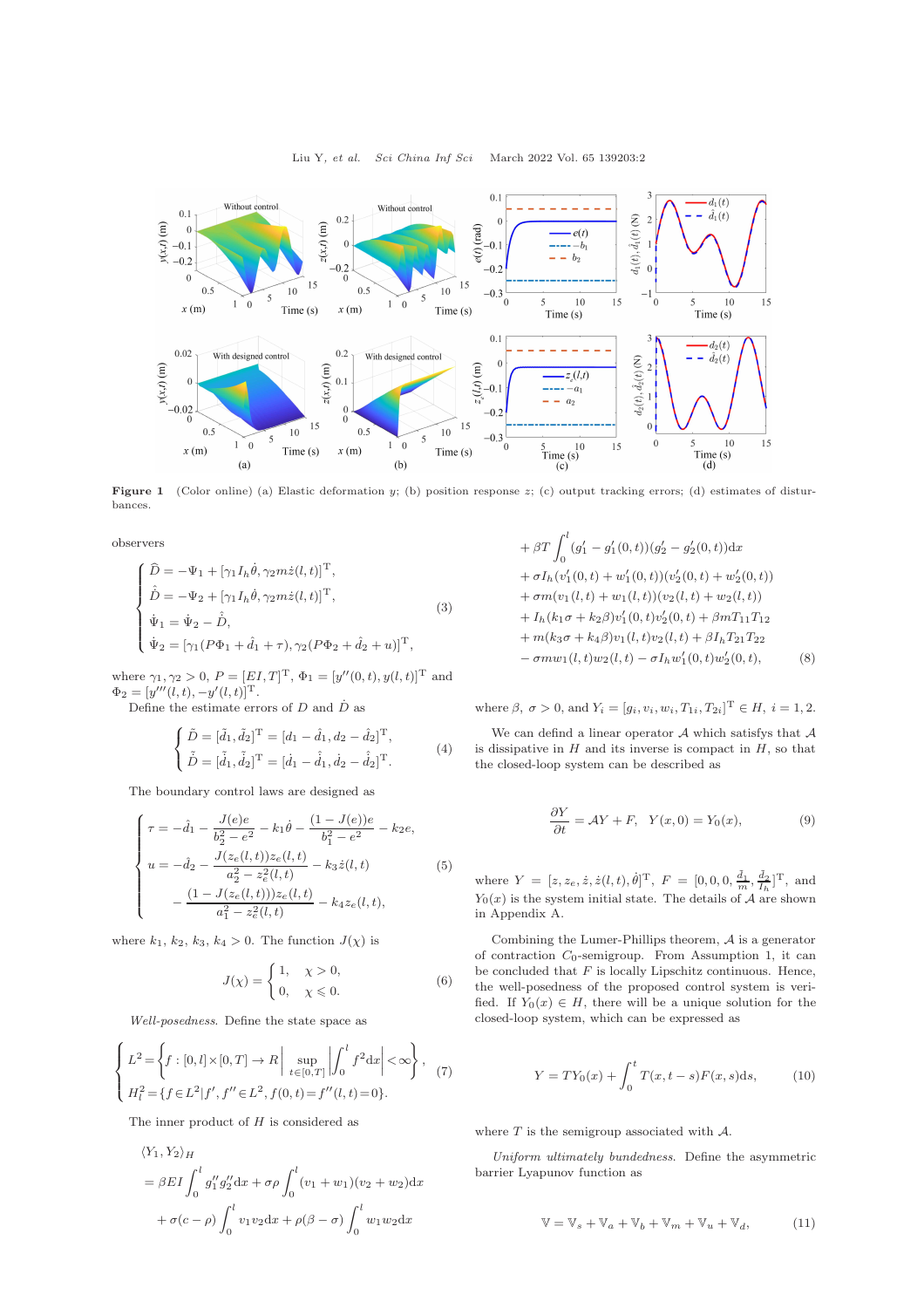**Figure 1** (Color online) (a) Elastic deformation $y$; (b) position response $z$; (c) output tracking errors; (d) estimates of disturbances.

observers

$$
\begin{cases}
\widehat{D} = -\Psi_1 + [\gamma_1 I_h \dot{\theta}, \gamma_2 m \dot{z}(l,t)]^{\mathrm{T}}, \\
\hat{\dot{D}} = -\Psi_2 + [\gamma_1 I_h \dot{\theta}, \gamma_2 m \dot{z}(l,t)]^{\mathrm{T}}, \\
\dot{\Psi}_1 = \dot{\Psi}_2 - \hat{\dot{D}}, \\
\dot{\Psi}_2 = [\gamma_1 (P\Phi_1 + \hat{d}_1 + \tau), \gamma_2 (P\Phi_2 + \hat{d}_2 + u)]^{\mathrm{T}},
\end{cases} \tag{3}
$$

where $\gamma_1, \gamma_2 > 0$, $P = [EI, T]^{\mathrm{T}}$, $\Phi_1 = [y''(0,t), y(l,t)]^{\mathrm{T}}$ and $\Phi_2 = [y'''(l,t), -y'(l,t)]^{\mathrm{T}}$.

Define the estimate errors of $D$ and $\dot{D}$ as

$$
\begin{cases}
\tilde{D} = [\tilde{d}_1, \tilde{d}_2]^{\mathrm{T}} = [d_1 - \hat{d}_1, d_2 - \hat{d}_2]^{\mathrm{T}}, \\
\tilde{\dot{D}} = [\tilde{\dot{d}}_1, \tilde{\dot{d}}_2]^{\mathrm{T}} = [\dot{d}_1 - \hat{\dot{d}}_1, \dot{d}_2 - \hat{\dot{d}}_2]^{\mathrm{T}}.
\end{cases} \tag{4}
$$

The boundary control laws are designed as

$$
\begin{cases}
\tau = -\hat{d}_1 - \dfrac{J(e)e}{b_2^2 - e^2} - k_1 \dot{\theta} - \dfrac{(1 - J(e))e}{b_1^2 - e^2} - k_2 e, \\
u = -\hat{d}_2 - \dfrac{J(z_e(l,t)) z_e(l,t)}{a_2^2 - z_e^2(l,t)} - k_3 \dot{z}(l,t) \\
\qquad - \dfrac{(1 - J(z_e(l,t))) z_e(l,t)}{a_1^2 - z_e^2(l,t)} - k_4 z_e(l,t),
\end{cases} \tag{5}
$$

where $k_1$, $k_2$, $k_3$, $k_4 > 0$. The function $J(\chi)$ is

$$
J(\chi) = \begin{cases} 1, & \chi > 0, \\ 0, & \chi \leqslant 0. \end{cases} \tag{6}
$$

*Well-posedness.* Define the state space as

$$
\begin{cases}
L^2 = \left\{ f : [0,l] \times [0,T] \to R \,\middle|\, \sup\limits_{t \in [0,T]} \left| \displaystyle\int_0^l f^2 \mathrm{d}x \right| < \infty \right\}, \\
H_l^2 = \{ f \in L^2 | f', f'' \in L^2, f(0,t) = f''(l,t) = 0 \}.
\end{cases} \tag{7}
$$

The inner product of $H$ is considered as

$$
\begin{aligned}
&\langle Y_1, Y_2 \rangle_H \\
&= \beta EI \int_0^l g_1'' g_2'' \mathrm{d}x + \sigma\rho \int_0^l (v_1 + w_1)(v_2 + w_2) \mathrm{d}x \\
&\quad + \sigma(c - \rho) \int_0^l v_1 v_2 \mathrm{d}x + \rho(\beta - \sigma) \int_0^l w_1 w_2 \mathrm{d}x \\
&\quad + \beta T \int_0^l (g_1' - g_1'(0,t))(g_2' - g_2'(0,t)) \mathrm{d}x \\
&\quad + \sigma I_h (v_1'(0,t) + w_1'(0,t))(v_2'(0,t) + w_2'(0,t)) \\
&\quad + \sigma m (v_1(l,t) + w_1(l,t))(v_2(l,t) + w_2(l,t)) \\
&\quad + I_h (k_1 \sigma + k_2 \beta) v_1'(0,t) v_2'(0,t) + \beta m T_{11} T_{12} \\
&\quad + m(k_3 \sigma + k_4 \beta) v_1(l,t) v_2(l,t) + \beta I_h T_{21} T_{22} \\
&\quad - \sigma m w_1(l,t) w_2(l,t) - \sigma I_h w_1'(0,t) w_2'(0,t),
\end{aligned} \tag{8}
$$

where $\beta$, $\sigma > 0$, and $Y_i = [g_i, v_i, w_i, T_{1i}, T_{2i}]^{\mathrm{T}} \in H$, $i = 1, 2$.

We can defind a linear operator $\mathcal{A}$ which satisfys that $\mathcal{A}$ is dissipative in $H$ and its inverse is compact in $H$, so that the closed-loop system can be described as

$$
\frac{\partial Y}{\partial t} = \mathcal{A} Y + F, \quad Y(x,0) = Y_0(x), \tag{9}
$$

where $Y = [z, z_e, \dot{z}, \dot{z}(l,t), \dot{\theta}]^{\mathrm{T}}$, $F = [0, 0, 0, \frac{d_1}{m}, \frac{d_2}{I_h}]^{\mathrm{T}}$, and $Y_0(x)$ is the system initial state. The details of $\mathcal{A}$ are shown in Appendix A.

Combining the Lumer-Phillips theorem, $\mathcal{A}$ is a generator of contraction $C_0$-semigroup. From Assumption 1, it can be concluded that $F$ is locally Lipschitz continuous. Hence, the well-posedness of the proposed control system is verified. If $Y_0(x) \in H$, there will be a unique solution for the closed-loop system, which can be expressed as

$$
Y = TY_0(x) + \int_0^t T(x, t-s) F(x,s) \mathrm{d}s, \tag{10}
$$

where $T$ is the semigroup associated with $\mathcal{A}$.

*Uniform ultimately bundedness.* Define the asymmetric barrier Lyapunov function as

$$
\mathbb{V} = \mathbb{V}_s + \mathbb{V}_a + \mathbb{V}_b + \mathbb{V}_m + \mathbb{V}_u + \mathbb{V}_d, \tag{11}
$$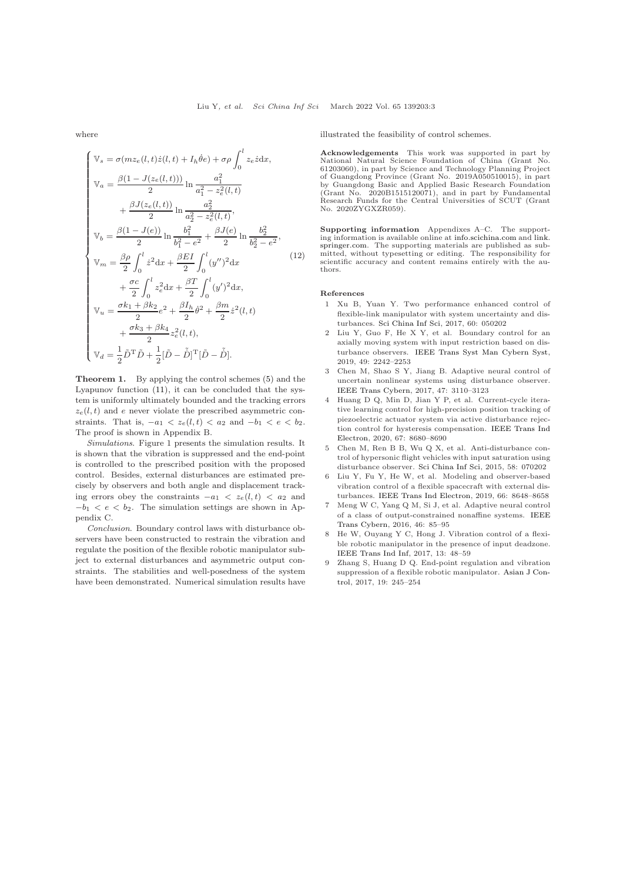where

$$
\begin{cases}
\mathbb{V}_s = \sigma(m z_e(l,t)\dot{z}(l,t) + I_h \dot{\theta} e) + \sigma\rho \int_0^l z_e \dot{z} \mathrm{d}x, \\
\mathbb{V}_a = \dfrac{\beta(1 - J(z_e(l,t)))}{2} \ln \dfrac{a_1^2}{a_1^2 - z_e^2(l,t)} \\
\qquad + \dfrac{\beta J(z_e(l,t))}{2} \ln \dfrac{a_2^2}{a_2^2 - z_e^2(l,t)}, \\
\mathbb{V}_b = \dfrac{\beta(1 - J(e))}{2} \ln \dfrac{b_1^2}{b_1^2 - e^2} + \dfrac{\beta J(e)}{2} \ln \dfrac{b_2^2}{b_2^2 - e^2}, \\
\mathbb{V}_m = \dfrac{\beta\rho}{2} \int_0^l \dot{z}^2 \mathrm{d}x + \dfrac{\beta EI}{2} \int_0^l (y'')^2 \mathrm{d}x \\
\qquad + \dfrac{\sigma c}{2} \int_0^l z_e^2 \mathrm{d}x + \dfrac{\beta T}{2} \int_0^l (y')^2 \mathrm{d}x, \\
\mathbb{V}_u = \dfrac{\sigma k_1 + \beta k_2}{2} e^2 + \dfrac{\beta I_h}{2} \dot{\theta}^2 + \dfrac{\beta m}{2} \dot{z}^2(l,t) \\
\qquad + \dfrac{\sigma k_3 + \beta k_4}{2} z_e^2(l,t), \\
\mathbb{V}_d = \dfrac{1}{2} \tilde{D}^{\mathrm{T}} \tilde{D} + \dfrac{1}{2} [\tilde{D} - \dot{\tilde{D}}]^{\mathrm{T}} [\tilde{D} - \dot{\tilde{D}}].
\end{cases}
\tag{12}
$$

**Theorem 1.** By applying the control schemes (5) and the Lyapunov function (11), it can be concluded that the system is uniformly ultimately bounded and the tracking errors $z_e(l,t)$ and $e$ never violate the prescribed asymmetric constraints. That is, $-a_1 < z_e(l,t) < a_2$ and $-b_1 < e < b_2$. The proof is shown in Appendix B.

*Simulations.* Figure 1 presents the simulation results. It is shown that the vibration is suppressed and the end-point is controlled to the prescribed position with the proposed control. Besides, external disturbances are estimated precisely by observers and both angle and displacement tracking errors obey the constraints $-a_1 < z_e(l,t) < a_2$ and $-b_1 < e < b_2$. The simulation settings are shown in Appendix C.

*Conclusion.* Boundary control laws with disturbance observers have been constructed to restrain the vibration and regulate the position of the flexible robotic manipulator subject to external disturbances and asymmetric output constraints. The stabilities and well-posedness of the system have been demonstrated. Numerical simulation results have illustrated the feasibility of control schemes.

**Acknowledgements** This work was supported in part by National Natural Science Foundation of China (Grant No. 61203060), in part by Science and Technology Planning Project of Guangdong Province (Grant No. 2019A050510015), in part by Guangdong Basic and Applied Basic Research Foundation (Grant No. 2020B1515120071), and in part by Fundamental Research Funds for the Central Universities of SCUT (Grant No. 2020ZYGXZR059).

**Supporting information** Appendixes A–C. The supporting information is available online at info.scichina.com and link.springer.com. The supporting materials are published as submitted, without typesetting or editing. The responsibility for scientific accuracy and content remains entirely with the authors.

## References

1. Xu B, Yuan Y. Two performance enhanced control of flexible-link manipulator with system uncertainty and disturbances. Sci China Inf Sci, 2017, 60: 050202
2. Liu Y, Guo F, He X Y, et al. Boundary control for an axially moving system with input restriction based on disturbance observers. IEEE Trans Syst Man Cybern Syst, 2019, 49: 2242–2253
3. Chen M, Shao S Y, Jiang B. Adaptive neural control of uncertain nonlinear systems using disturbance observer. IEEE Trans Cybern, 2017, 47: 3110–3123
4. Huang D Q, Min D, Jian Y P, et al. Current-cycle iterative learning control for high-precision position tracking of piezoelectric actuator system via active disturbance rejection control for hysteresis compensation. IEEE Trans Ind Electron, 2020, 67: 8680–8690
5. Chen M, Ren B B, Wu Q X, et al. Anti-disturbance control of hypersonic flight vehicles with input saturation using disturbance observer. Sci China Inf Sci, 2015, 58: 070202
6. Liu Y, Fu Y, He W, et al. Modeling and observer-based vibration control of a flexible spacecraft with external disturbances. IEEE Trans Ind Electron, 2019, 66: 8648–8658
7. Meng W C, Yang Q M, Si J, et al. Adaptive neural control of a class of output-constrained nonaffine systems. IEEE Trans Cybern, 2016, 46: 85–95
8. He W, Ouyang Y C, Hong J. Vibration control of a flexible robotic manipulator in the presence of input deadzone. IEEE Trans Ind Inf, 2017, 13: 48–59
9. Zhang S, Huang D Q. End-point regulation and vibration suppression of a flexible robotic manipulator. Asian J Control, 2017, 19: 245–254